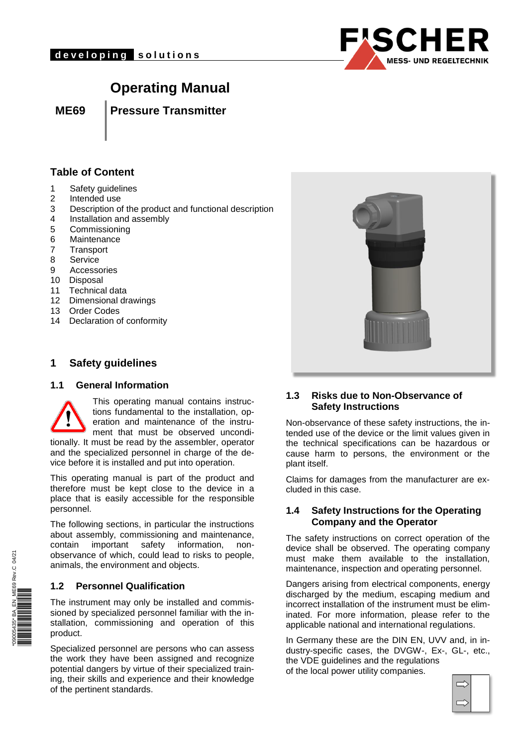developing solutions

# Operating Manual

**ME69** | **Pressure Transmitter**

## Table of Content

1 Safety guidelines
2 Intended use
3 Description of the product and functional description
4 Installation and assembly
5 Commissioning
6 Maintenance
7 Transport
8 Service
9 Accessories
10 Disposal
11 Technical data
12 Dimensional drawings
13 Order Codes
14 Declaration of conformity

## 1 Safety guidelines

### 1.1 General Information

This operating manual contains instructions fundamental to the installation, operation and maintenance of the instrument that must be observed unconditionally. It must be read by the assembler, operator and the specialized personnel in charge of the device before it is installed and put into operation.

This operating manual is part of the product and therefore must be kept close to the device in a place that is easily accessible for the responsible personnel.

The following sections, in particular the instructions about assembly, commissioning and maintenance, contain important safety information, non-observance of which, could lead to risks to people, animals, the environment and objects.

### 1.2 Personnel Qualification

The instrument may only be installed and commissioned by specialized personnel familiar with the installation, commissioning and operation of this product.

Specialized personnel are persons who can assess the work they have been assigned and recognize potential dangers by virtue of their specialized training, their skills and experience and their knowledge of the pertinent standards.

### 1.3 Risks due to Non-Observance of Safety Instructions

Non-observance of these safety instructions, the intended use of the device or the limit values given in the technical specifications can be hazardous or cause harm to persons, the environment or the plant itself.

Claims for damages from the manufacturer are excluded in this case.

### 1.4 Safety Instructions for the Operating Company and the Operator

The safety instructions on correct operation of the device shall be observed. The operating company must make them available to the installation, maintenance, inspection and operating personnel.

Dangers arising from electrical components, energy discharged by the medium, escaping medium and incorrect installation of the instrument must be eliminated. For more information, please refer to the applicable national and international regulations.

In Germany these are the DIN EN, UVV and, in industry-specific cases, the DVGW-, Ex-, GL-, etc., the VDE guidelines and the regulations of the local power utility companies.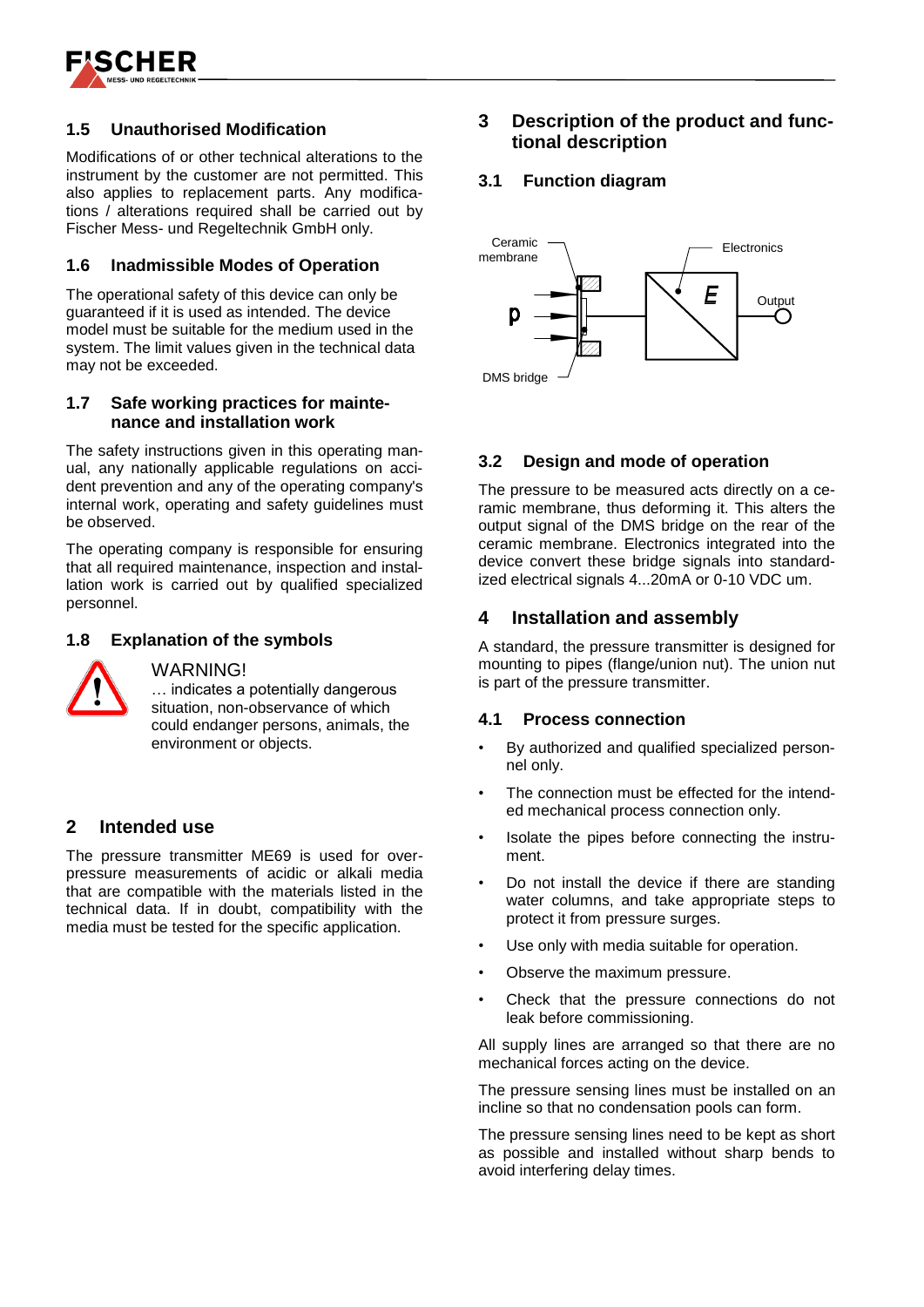## 1.5 Unauthorised Modification

Modifications of or other technical alterations to the instrument by the customer are not permitted. This also applies to replacement parts. Any modifications / alterations required shall be carried out by Fischer Mess- und Regeltechnik GmbH only.

## 1.6 Inadmissible Modes of Operation

The operational safety of this device can only be guaranteed if it is used as intended. The device model must be suitable for the medium used in the system. The limit values given in the technical data may not be exceeded.

## 1.7 Safe working practices for maintenance and installation work

The safety instructions given in this operating manual, any nationally applicable regulations on accident prevention and any of the operating company's internal work, operating and safety guidelines must be observed.

The operating company is responsible for ensuring that all required maintenance, inspection and installation work is carried out by qualified specialized personnel.

## 1.8 Explanation of the symbols

WARNING!
… indicates a potentially dangerous situation, non-observance of which could endanger persons, animals, the environment or objects.

# 2 Intended use

The pressure transmitter ME69 is used for overpressure measurements of acidic or alkali media that are compatible with the materials listed in the technical data. If in doubt, compatibility with the media must be tested for the specific application.

# 3 Description of the product and functional description

## 3.1 Function diagram

Ceramic membrane, Electronics, Output, p, E, DMS bridge

## 3.2 Design and mode of operation

The pressure to be measured acts directly on a ceramic membrane, thus deforming it. This alters the output signal of the DMS bridge on the rear of the ceramic membrane. Electronics integrated into the device convert these bridge signals into standardized electrical signals 4...20mA or 0-10 VDC um.

# 4 Installation and assembly

A standard, the pressure transmitter is designed for mounting to pipes (flange/union nut). The union nut is part of the pressure transmitter.

## 4.1 Process connection

- By authorized and qualified specialized personnel only.
- The connection must be effected for the intended mechanical process connection only.
- Isolate the pipes before connecting the instrument.
- Do not install the device if there are standing water columns, and take appropriate steps to protect it from pressure surges.
- Use only with media suitable for operation.
- Observe the maximum pressure.
- Check that the pressure connections do not leak before commissioning.

All supply lines are arranged so that there are no mechanical forces acting on the device.

The pressure sensing lines must be installed on an incline so that no condensation pools can form.

The pressure sensing lines need to be kept as short as possible and installed without sharp bends to avoid interfering delay times.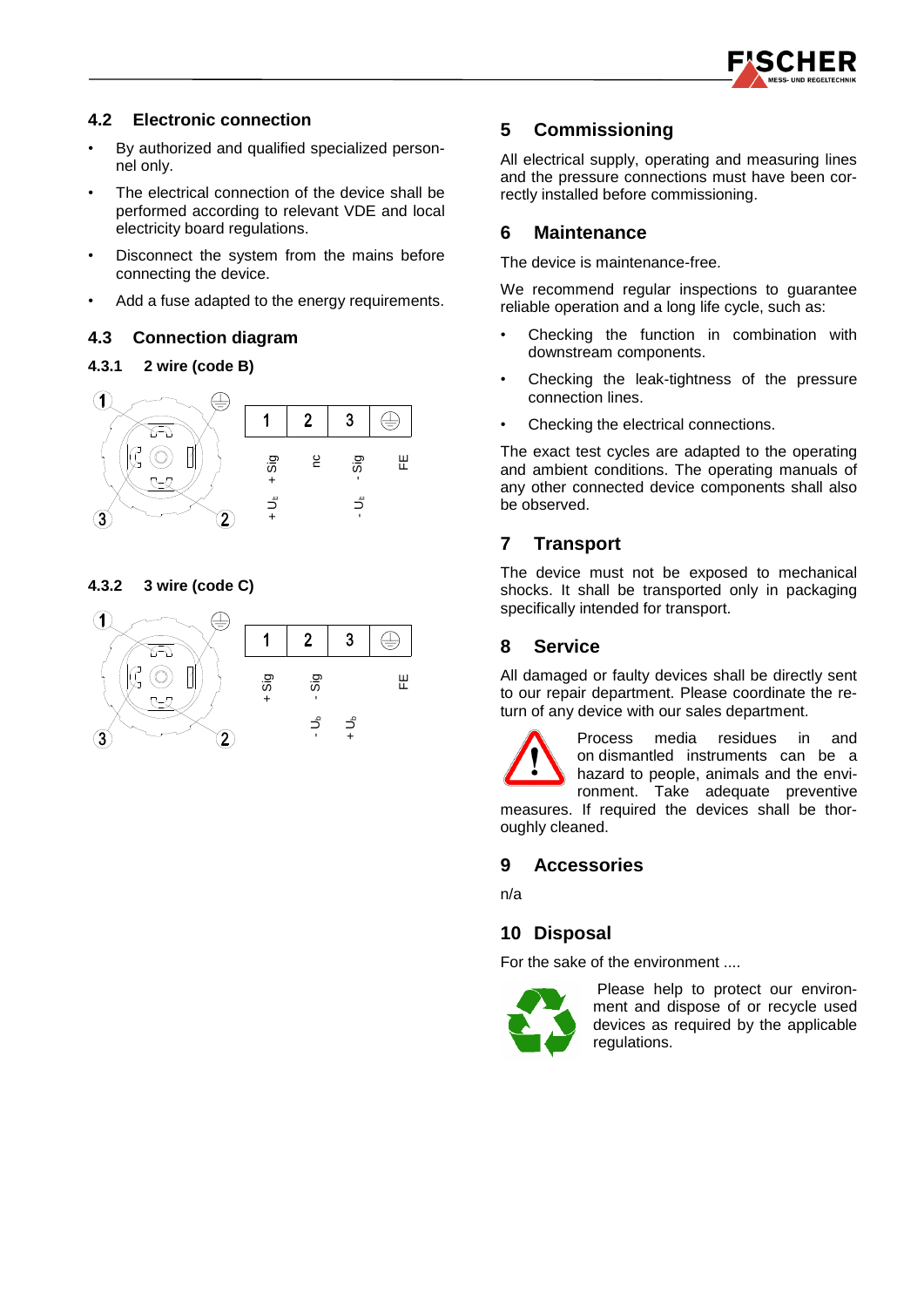## 4.2 Electronic connection

- By authorized and qualified specialized personnel only.
- The electrical connection of the device shall be performed according to relevant VDE and local electricity board regulations.
- Disconnect the system from the mains before connecting the device.
- Add a fuse adapted to the energy requirements.

## 4.3 Connection diagram

### 4.3.1 2 wire (code B)

| 1 | 2 | 3 | ⏚ |
|---|---|---|---|
| + Sig<br>+ $U_b$ | nc | - Sig<br>- $U_b$ | FE |

### 4.3.2 3 wire (code C)

| 1 | 2 | 3 | ⏚ |
|---|---|---|---|
| + Sig | - Sig<br>- $U_b$ | + $U_b$ | FE |

## 5 Commissioning

All electrical supply, operating and measuring lines and the pressure connections must have been correctly installed before commissioning.

## 6 Maintenance

The device is maintenance-free.

We recommend regular inspections to guarantee reliable operation and a long life cycle, such as:

- Checking the function in combination with downstream components.
- Checking the leak-tightness of the pressure connection lines.
- Checking the electrical connections.

The exact test cycles are adapted to the operating and ambient conditions. The operating manuals of any other connected device components shall also be observed.

## 7 Transport

The device must not be exposed to mechanical shocks. It shall be transported only in packaging specifically intended for transport.

## 8 Service

All damaged or faulty devices shall be directly sent to our repair department. Please coordinate the return of any device with our sales department.

Process media residues in and on dismantled instruments can be a hazard to people, animals and the environment. Take adequate preventive measures. If required the devices shall be thoroughly cleaned.

## 9 Accessories

n/a

## 10 Disposal

For the sake of the environment ....

Please help to protect our environment and dispose of or recycle used devices as required by the applicable regulations.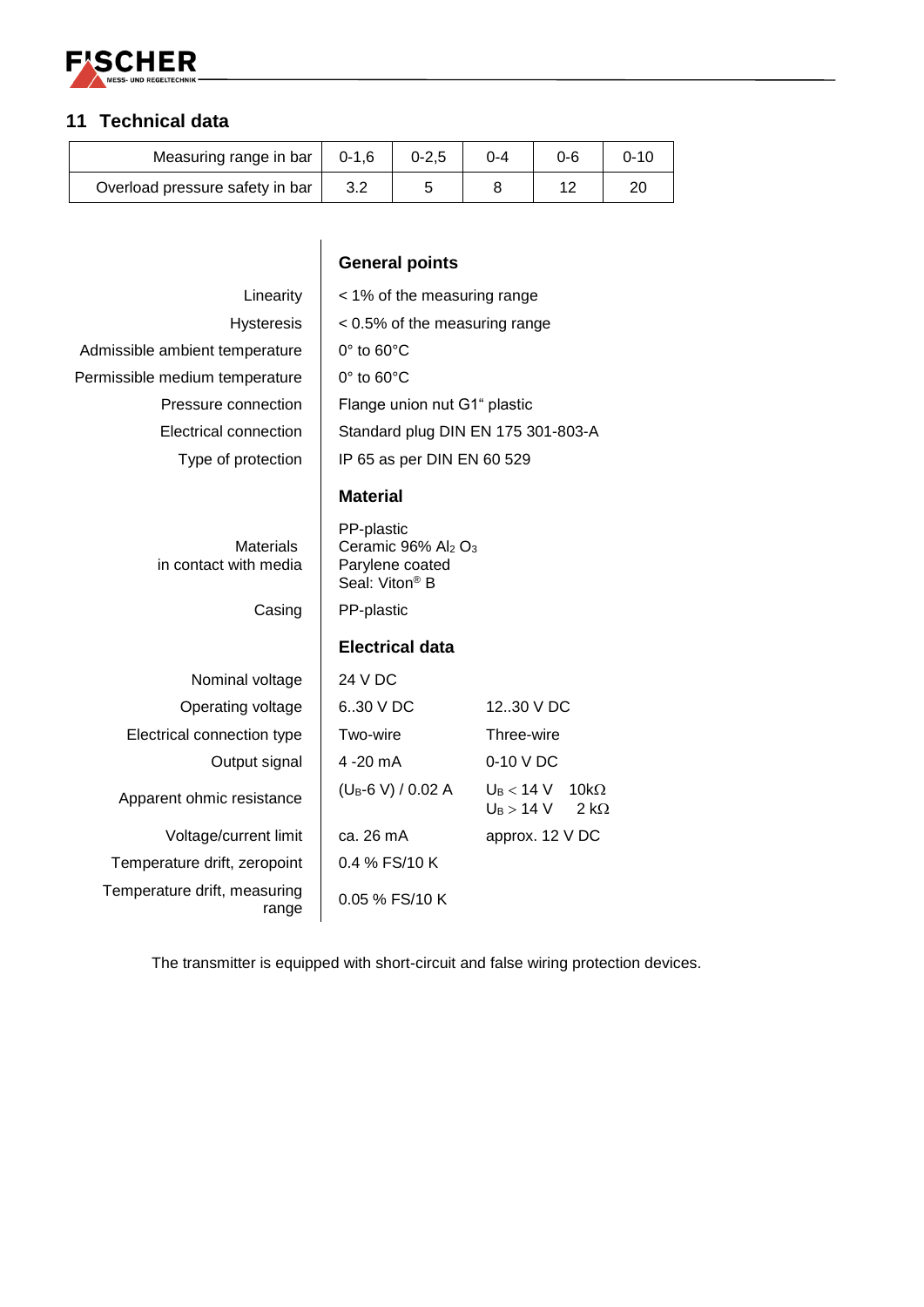## 11 Technical data

| Measuring range in bar | 0-1,6 | 0-2,5 | 0-4 | 0-6 | 0-10 |
|---|---|---|---|---|---|
| Overload pressure safety in bar | 3.2 | 5 | 8 | 12 | 20 |

| | **General points** | |
|---|---|---|
| Linearity | < 1% of the measuring range | |
| Hysteresis | < 0.5% of the measuring range | |
| Admissible ambient temperature | 0° to 60°C | |
| Permissible medium temperature | 0° to 60°C | |
| Pressure connection | Flange union nut G1“ plastic | |
| Electrical connection | Standard plug DIN EN 175 301-803-A | |
| Type of protection | IP 65 as per DIN EN 60 529 | |
| | **Material** | |
| Materials in contact with media | PP-plastic<br>Ceramic 96% $Al_2 O_3$<br>Parylene coated<br>Seal: Viton® B | |
| Casing | PP-plastic | |
| | **Electrical data** | |
| Nominal voltage | 24 V DC | |
| Operating voltage | 6..30 V DC | 12..30 V DC |
| Electrical connection type | Two-wire | Three-wire |
| Output signal | 4 -20 mA | 0-10 V DC |
| Apparent ohmic resistance | ($U_B$-6 V) / 0.02 A | $U_B < 14$ V 10kΩ<br>$U_B > 14$ V 2 kΩ |
| Voltage/current limit | ca. 26 mA | approx. 12 V DC |
| Temperature drift, zeropoint | 0.4 % FS/10 K | |
| Temperature drift, measuring range | 0.05 % FS/10 K | |

The transmitter is equipped with short-circuit and false wiring protection devices.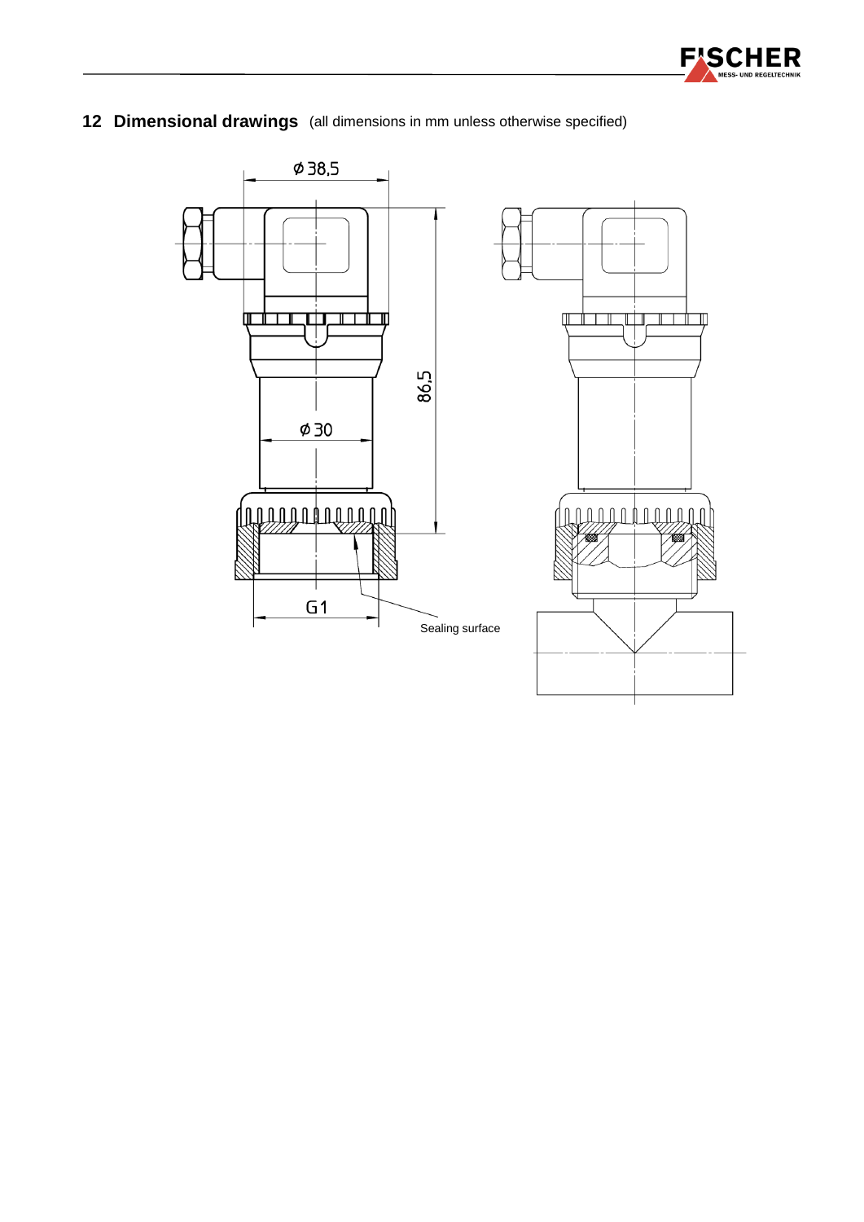## 12 Dimensional drawings (all dimensions in mm unless otherwise specified)

ø 38,5

86,5

ø 30

G1

Sealing surface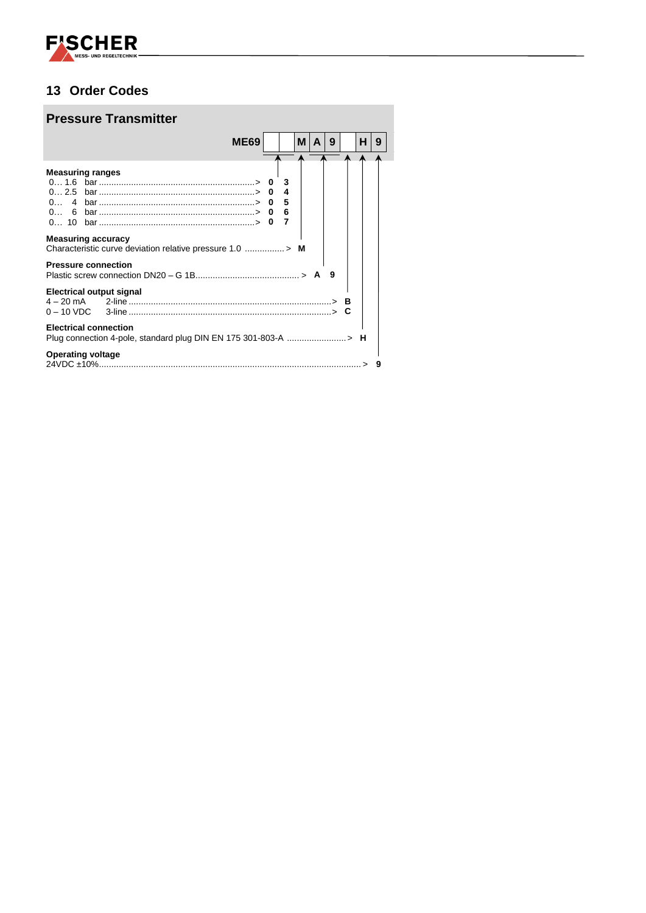## 13 Order Codes

### Pressure Transmitter

| ME69 | | | M | A | 9 | | H | 9 |
|---|---|---|---|---|---|---|---|---|

**Measuring ranges**

| Range | | Code | |
|---|---|---|---|
| 0… 1.6 | bar | 0 | 3 |
| 0… 2.5 | bar | 0 | 4 |
| 0… 4 | bar | 0 | 5 |
| 0… 6 | bar | 0 | 6 |
| 0… 10 | bar | 0 | 7 |

**Measuring accuracy**

Characteristic curve deviation relative pressure 1.0 ................ > **M**

**Pressure connection**

Plastic screw connection DN20 – G 1B.......................................... > **A 9**

**Electrical output signal**

| Signal | Type | Code |
|---|---|---|
| 4 – 20 mA | 2-line | B |
| 0 – 10 VDC | 3-line | C |

**Electrical connection**

Plug connection 4-pole, standard plug DIN EN 175 301-803-A ........................> **H**

**Operating voltage**

24VDC ±10%.......................................................................................................> **9**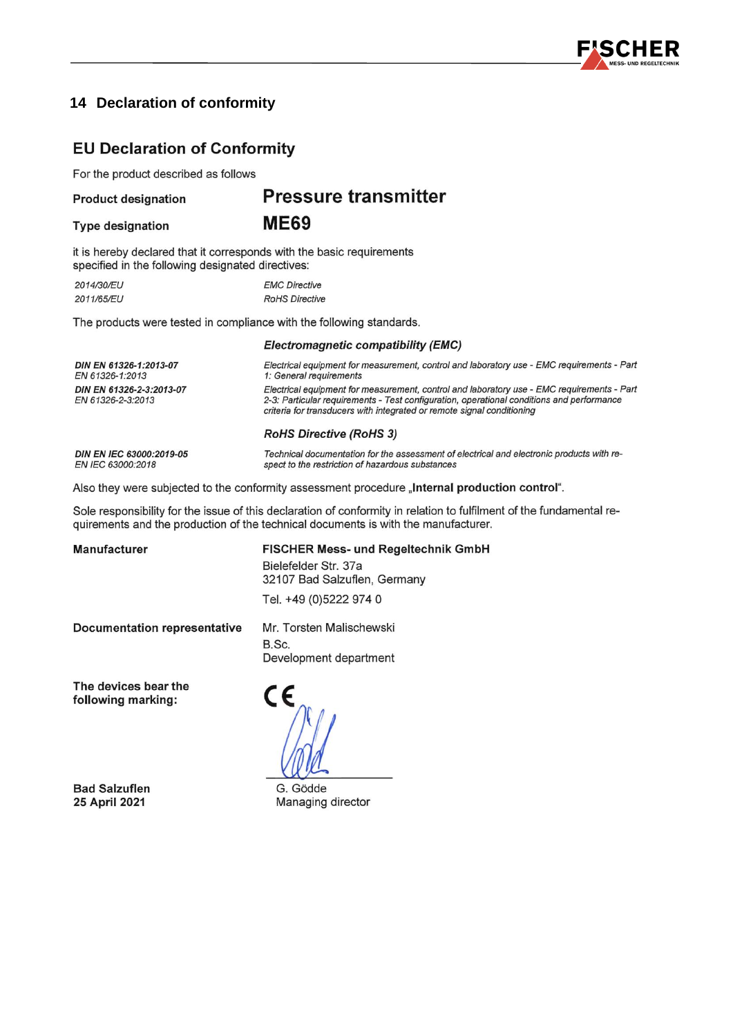## 14 Declaration of conformity

### EU Declaration of Conformity

For the product described as follows

| | |
|---|---|
| **Product designation** | **Pressure transmitter** |
| **Type designation** | **ME69** |

it is hereby declared that it corresponds with the basic requirements specified in the following designated directives:

| | |
|---|---|
| *2014/30/EU* | *EMC Directive* |
| *2011/65/EU* | *RoHS Directive* |

The products were tested in compliance with the following standards.

***Electromagnetic compatibility (EMC)***

| | |
|---|---|
| ***DIN EN 61326-1:2013-07*** *EN 61326-1:2013* | *Electrical equipment for measurement, control and laboratory use - EMC requirements - Part 1: General requirements* |
| ***DIN EN 61326-2-3:2013-07*** *EN 61326-2-3:2013* | *Electrical equipment for measurement, control and laboratory use - EMC requirements - Part 2-3: Particular requirements - Test configuration, operational conditions and performance criteria for transducers with integrated or remote signal conditioning* |

***RoHS Directive (RoHS 3)***

| | |
|---|---|
| ***DIN EN IEC 63000:2019-05*** *EN IEC 63000:2018* | *Technical documentation for the assessment of electrical and electronic products with respect to the restriction of hazardous substances* |

Also they were subjected to the conformity assessment procedure „**Internal production control**".

Sole responsibility for the issue of this declaration of conformity in relation to fulfilment of the fundamental requirements and the production of the technical documents is with the manufacturer.

| | |
|---|---|
| **Manufacturer** | **FISCHER Mess- und Regeltechnik GmbH**<br>Bielefelder Str. 37a<br>32107 Bad Salzuflen, Germany<br>Tel. +49 (0)5222 974 0 |
| **Documentation representative** | Mr. Torsten Malischewski<br>B.Sc.<br>Development department |
| **The devices bear the following marking:** | CE |

**Bad Salzuflen**
**25 April 2021**

G. Gödde
Managing director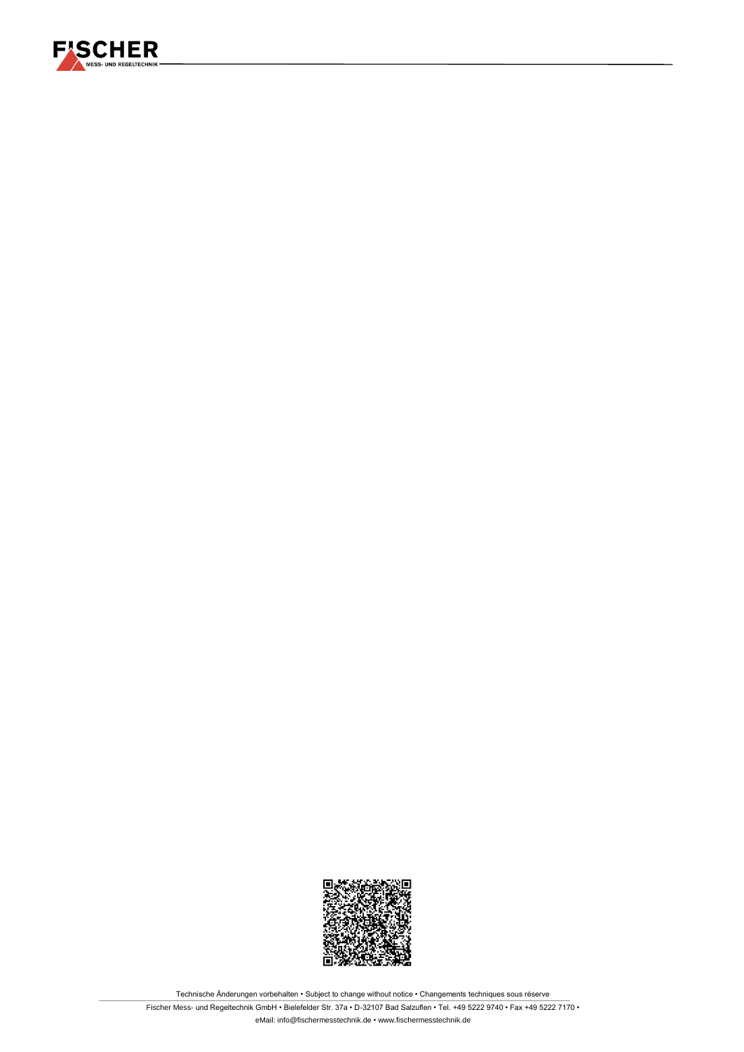Technische Änderungen vorbehalten • Subject to change without notice • Changements techniques sous réserve

Fischer Mess- und Regeltechnik GmbH • Bielefelder Str. 37a • D-32107 Bad Salzuflen • Tel. +49 5222 9740 • Fax +49 5222 7170 • eMail: info@fischermesstechnik.de • www.fischermesstechnik.de